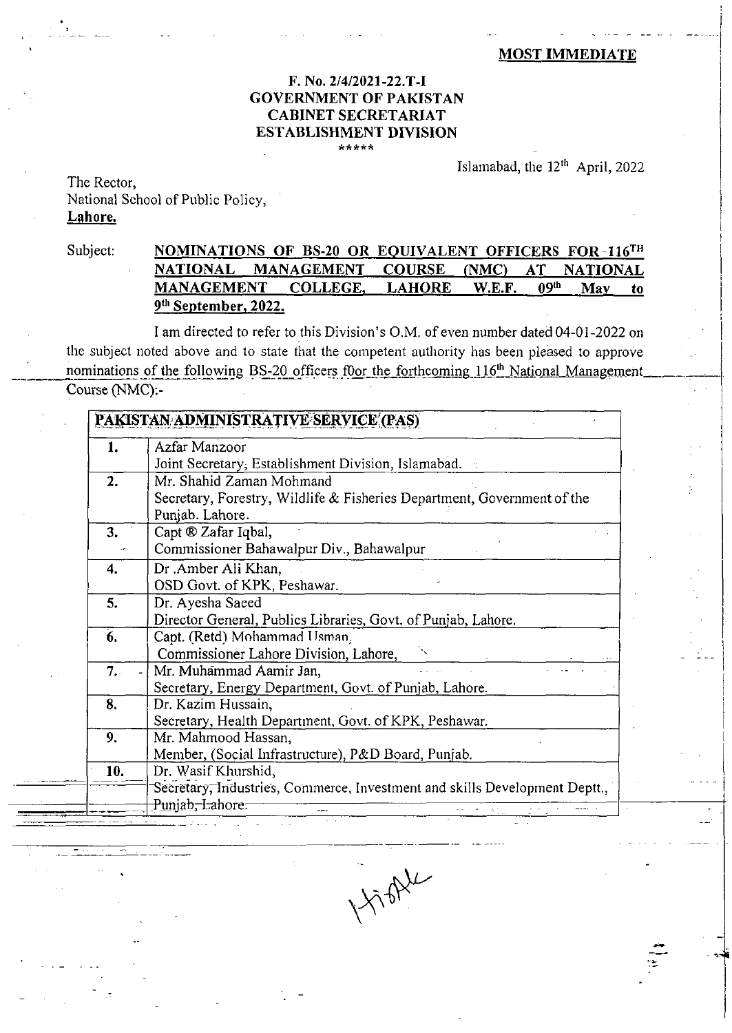**MOST IMMEDIATE**

**F. No. 2/4/2021-22.T-I**
**GOVERNMENT OF PAKISTAN**
**CABINET SECRETARIAT**
**ESTABLISHMENT DIVISION**
\*\*\*\*\*

Islamabad, the 12th April, 2022

The Rector,
National School of Public Policy,
**Lahore.**

Subject: **NOMINATIONS OF BS-20 OR EQUIVALENT OFFICERS FOR 116TH NATIONAL MANAGEMENT COURSE (NMC) AT NATIONAL MANAGEMENT COLLEGE, LAHORE W.E.F. 09th May to 9th September, 2022.**

I am directed to refer to this Division's O.M. of even number dated 04-01-2022 on the subject noted above and to state that the competent authority has been pleased to approve nominations of the following BS-20 officers f0or the forthcoming 116th National Management Course (NMC):-

| **PAKISTAN ADMINISTRATIVE SERVICE (PAS)** | |
|---|---|
| **1.** | Azfar Manzoor<br>Joint Secretary, Establishment Division, Islamabad. |
| **2.** | Mr. Shahid Zaman Mohmand<br>Secretary, Forestry, Wildlife & Fisheries Department, Government of the Punjab. Lahore. |
| **3.** | Capt ® Zafar Iqbal,<br>Commissioner Bahawalpur Div., Bahawalpur |
| **4.** | Dr .Amber Ali Khan,<br>OSD Govt. of KPK, Peshawar. |
| **5.** | Dr. Ayesha Saeed<br>Director General, Publics Libraries, Govt. of Punjab, Lahore. |
| **6.** | Capt. (Retd) Mohammad Usman,<br>Commissioner Lahore Division, Lahore, |
| **7.** | Mr. Muhammad Aamir Jan,<br>Secretary, Energy Department, Govt. of Punjab, Lahore. |
| **8.** | Dr. Kazim Hussain,<br>Secretary, Health Department, Govt. of KPK, Peshawar. |
| **9.** | Mr. Mahmood Hassan,<br>Member, (Social Infrastructure), P&D Board, Punjab. |
| **10.** | Dr. Wasif Khurshid,<br>Secretary, Industries, Commerce, Investment and skills Development Deptt., Punjab, Lahore. |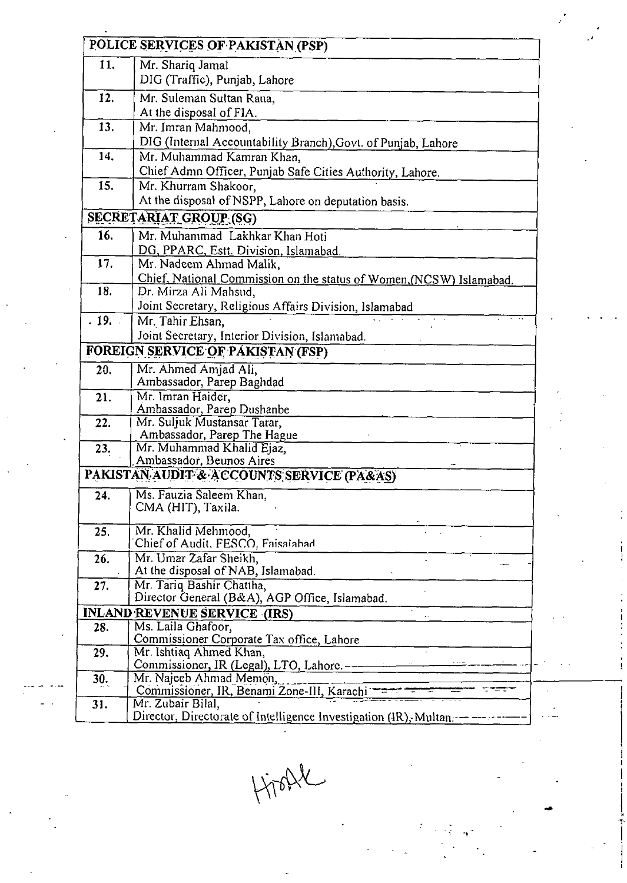| | |
|---|---|
| **POLICE SERVICES OF PAKISTAN (PSP)** | |
| 11. | Mr. Shariq Jamal<br>DIG (Traffic), Punjab, Lahore |
| 12. | Mr. Suleman Sultan Rana,<br>At the disposal of FIA. |
| 13. | Mr. Imran Mahmood,<br>DIG (Internal Accountability Branch),Govt. of Punjab, Lahore |
| 14. | Mr. Muhammad Kamran Khan,<br>Chief Admn Officer, Punjab Safe Cities Authority, Lahore. |
| 15. | Mr. Khurram Shakoor,<br>At the disposal of NSPP, Lahore on deputation basis. |
| **SECRETARIAT GROUP (SG)** | |
| 16. | Mr. Muhammad Lakhkar Khan Hoti<br>DG, PPARC, Estt. Division, Islamabad. |
| 17. | Mr. Nadeem Ahmad Malik,<br>Chief, National Commission on the status of Women,(NCSW) Islamabad. |
| 18. | Dr. Mirza Ali Mahsud,<br>Joint Secretary, Religious Affairs Division, Islamabad |
| 19. | Mr. Tahir Ehsan,<br>Joint Secretary, Interior Division, Islamabad. |
| **FOREIGN SERVICE OF PAKISTAN (FSP)** | |
| 20. | Mr. Ahmed Amjad Ali,<br>Ambassador, Parep Baghdad |
| 21. | Mr. Imran Haider,<br>Ambassador, Parep Dushanbe |
| 22. | Mr. Suljuk Mustansar Tarar,<br>Ambassador, Parep The Hague |
| 23. | Mr. Muhammad Khalid Ejaz,<br>Ambassador, Beunos Aires |
| **PAKISTAN AUDIT & ACCOUNTS SERVICE (PA&AS)** | |
| 24. | Ms. Fauzia Saleem Khan,<br>CMA (HIT), Taxila. |
| 25. | Mr. Khalid Mehmood,<br>Chief of Audit, FESCO, Faisalabad |
| 26. | Mr. Umar Zafar Sheikh,<br>At the disposal of NAB, Islamabad. |
| 27. | Mr. Tariq Bashir Chattha,<br>Director General (B&A), AGP Office, Islamabad. |
| **INLAND REVENUE SERVICE (IRS)** | |
| 28. | Ms. Laila Ghafoor,<br>Commissioner Corporate Tax office, Lahore |
| 29. | Mr. Ishtiaq Ahmed Khan,<br>Commissioner, IR (Legal), LTO, Lahore. |
| 30. | Mr. Najeeb Ahmad Memon,<br>Commissioner, IR, Benami Zone-III, Karachi |
| 31. | Mr. Zubair Bilal,<br>Director, Directorate of Intelligence Investigation (IR), Multan. |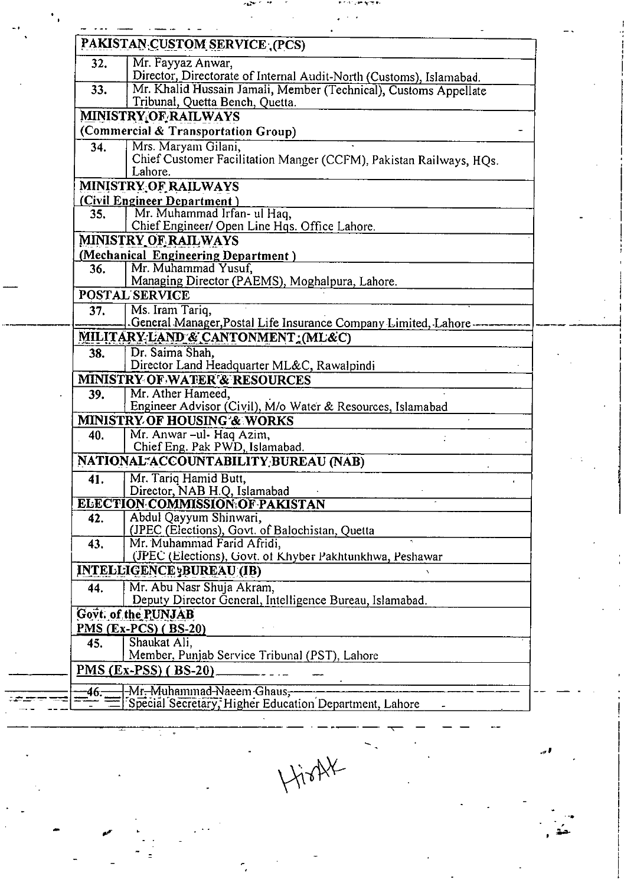| | |
|---|---|
| **PAKISTAN CUSTOM SERVICE (PCS)** | |
| 32. | Mr. Fayyaz Anwar, Director, Directorate of Internal Audit-North (Customs), Islamabad. |
| 33. | Mr. Khalid Hussain Jamali, Member (Technical), Customs Appellate Tribunal, Quetta Bench, Quetta. |
| **MINISTRY OF RAILWAYS (Commercial & Transportation Group)** | |
| 34. | Mrs. Maryam Gilani, Chief Customer Facilitation Manger (CCFM), Pakistan Railways, HQs. Lahore. |
| **MINISTRY OF RAILWAYS (Civil Engineer Department)** | |
| 35. | Mr. Muhammad Irfan- ul Haq, Chief Engineer/ Open Line Hqs. Office Lahore. |
| **MINISTRY OF RAILWAYS (Mechanical Engineering Department)** | |
| 36. | Mr. Muhammad Yusuf, Managing Director (PAEMS), Moghalpura, Lahore. |
| **POSTAL SERVICE** | |
| 37. | Ms. Iram Tariq, General Manager,Postal Life Insurance Company Limited, Lahore |
| **MILITARY LAND & CANTONMENT (ML&C)** | |
| 38. | Dr. Saima Shah, Director Land Headquarter ML&C, Rawalpindi |
| **MINISTRY OF WATER & RESOURCES** | |
| 39. | Mr. Ather Hameed, Engineer Advisor (Civil), M/o Water & Resources, Islamabad |
| **MINISTRY OF HOUSING & WORKS** | |
| 40. | Mr. Anwar –ul- Haq Azim, Chief Eng. Pak PWD, Islamabad. |
| **NATIONAL ACCOUNTABILITY BUREAU (NAB)** | |
| 41. | Mr. Tariq Hamid Butt, Director, NAB H.Q, Islamabad |
| **ELECTION COMMISSION OF PAKISTAN** | |
| 42. | Abdul Qayyum Shinwari, (JPEC (Elections), Govt. of Balochistan, Quetta |
| 43. | Mr. Muhammad Farid Afridi, (JPEC (Elections), Govt. of Khyber Pakhtunkhwa, Peshawar |
| **INTELLIGENCE BUREAU (IB)** | |
| 44. | Mr. Abu Nasr Shuja Akram, Deputy Director General, Intelligence Bureau, Islamabad. |
| **Govt. of the PUNJAB PMS (Ex-PCS) (BS-20)** | |
| 45. | Shaukat Ali, Member, Punjab Service Tribunal (PST), Lahore |
| **PMS (Ex-PSS) (BS-20)** | |
| 46. | Mr. Muhammad Naeem Ghaus, Special Secretary, Higher Education Department, Lahore |

Hirak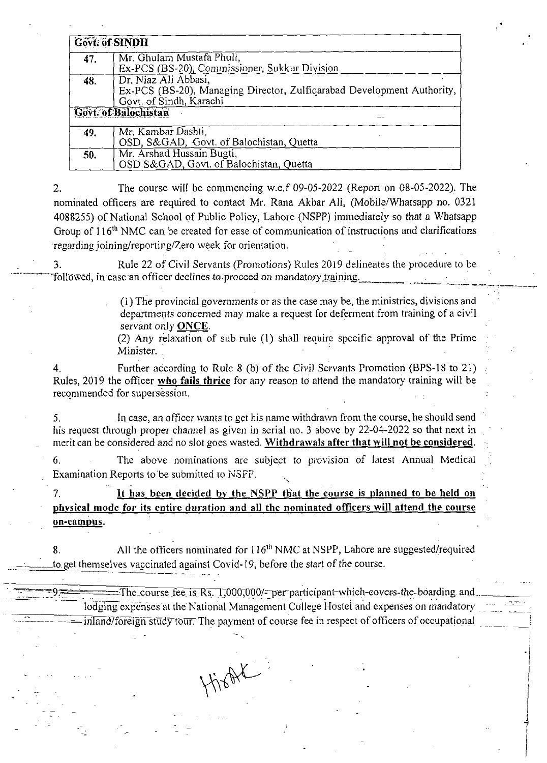| | |
|---|---|
| **Govt. of SINDH** | |
| 47. | Mr. Ghulam Mustafa Phull,<br>Ex-PCS (BS-20), Commissioner, Sukkur Division |
| 48. | Dr. Niaz Ali Abbasi,<br>Ex-PCS (BS-20), Managing Director, Zulfiqarabad Development Authority, Govt. of Sindh, Karachi |
| **Govt. of Balochistan** | |
| 49. | Mr. Kambar Dashti,<br>OSD, S&GAD, Govt. of Balochistan, Quetta |
| 50. | Mr. Arshad Hussain Bugti,<br>OSD S&GAD, Govt. of Balochistan, Quetta |

2. The course will be commencing w.e.f 09-05-2022 (Report on 08-05-2022). The nominated officers are required to contact Mr. Rana Akbar Ali, (Mobile/Whatsapp no. 0321 4088255) of National School of Public Policy, Lahore (NSPP) immediately so that a Whatsapp Group of 116th NMC can be created for ease of communication of instructions and clarifications regarding joining/reporting/Zero week for orientation.

3. Rule 22 of Civil Servants (Promotions) Rules 2019 delineates the procedure to be followed, in case an officer declines to proceed on mandatory training.

> (1) The provincial governments or as the case may be, the ministries, divisions and departments concerned may make a request for deferment from training of a civil servant only **ONCE**.
>
> (2) Any relaxation of sub-rule (1) shall require specific approval of the Prime Minister.

4. Further according to Rule 8 (b) of the Civil Servants Promotion (BPS-18 to 21) Rules, 2019 the officer **who fails thrice** for any reason to attend the mandatory training will be recommended for supersession.

5. In case, an officer wants to get his name withdrawn from the course, he should send his request through proper channel as given in serial no. 3 above by 22-04-2022 so that next in merit can be considered and no slot goes wasted. **Withdrawals after that will not be considered**.

6. The above nominations are subject to provision of latest Annual Medical Examination Reports to be submitted to NSPP.

7. **It has been decided by the NSPP that the course is planned to be held on physical mode for its entire duration and all the nominated officers will attend the course on-campus.**

8. All the officers nominated for 116th NMC at NSPP, Lahore are suggested/required to get themselves vaccinated against Covid-19, before the start of the course.

9. The course fee is Rs. 1,000,000/- per participant which covers the boarding and lodging expenses at the National Management College Hostel and expenses on mandatory inland/foreign study tour. The payment of course fee in respect of officers of occupational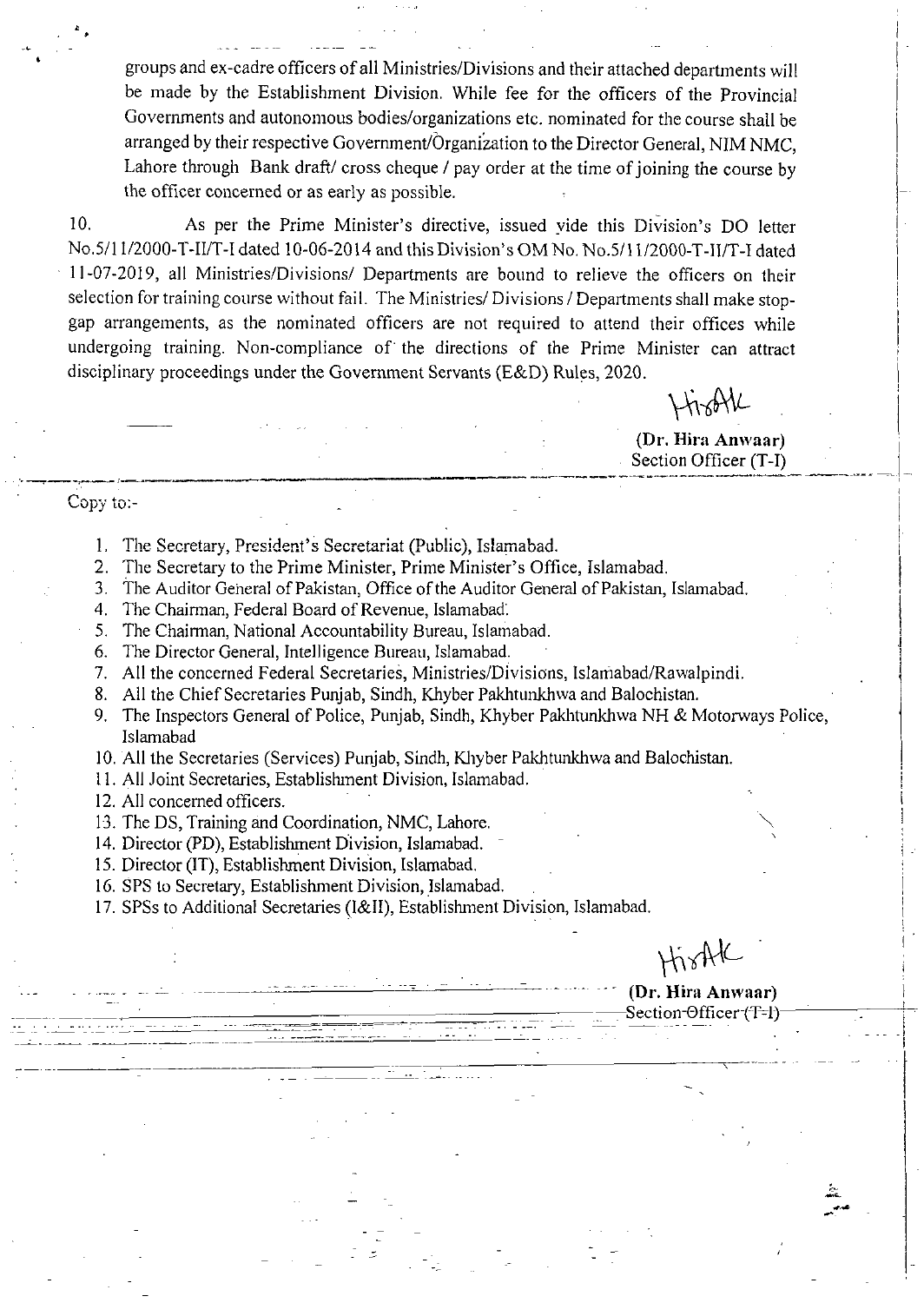groups and ex-cadre officers of all Ministries/Divisions and their attached departments will be made by the Establishment Division. While fee for the officers of the Provincial Governments and autonomous bodies/organizations etc. nominated for the course shall be arranged by their respective Government/Organization to the Director General, NIM NMC, Lahore through Bank draft/ cross cheque / pay order at the time of joining the course by the officer concerned or as early as possible.

10. As per the Prime Minister's directive, issued vide this Division's DO letter No.5/11/2000-T-II/T-I dated 10-06-2014 and this Division's OM No. No.5/11/2000-T-II/T-I dated 11-07-2019, all Ministries/Divisions/ Departments are bound to relieve the officers on their selection for training course without fail. The Ministries/ Divisions / Departments shall make stop-gap arrangements, as the nominated officers are not required to attend their offices while undergoing training. Non-compliance of the directions of the Prime Minister can attract disciplinary proceedings under the Government Servants (E&D) Rules, 2020.

**(Dr. Hira Anwaar)**
Section Officer (T-I)

Copy to:-

1. The Secretary, President's Secretariat (Public), Islamabad.
2. The Secretary to the Prime Minister, Prime Minister's Office, Islamabad.
3. The Auditor General of Pakistan, Office of the Auditor General of Pakistan, Islamabad.
4. The Chairman, Federal Board of Revenue, Islamabad.
5. The Chairman, National Accountability Bureau, Islamabad.
6. The Director General, Intelligence Bureau, Islamabad.
7. All the concerned Federal Secretaries, Ministries/Divisions, Islamabad/Rawalpindi.
8. All the Chief Secretaries Punjab, Sindh, Khyber Pakhtunkhwa and Balochistan.
9. The Inspectors General of Police, Punjab, Sindh, Khyber Pakhtunkhwa NH & Motorways Police, Islamabad
10. All the Secretaries (Services) Punjab, Sindh, Khyber Pakhtunkhwa and Balochistan.
11. All Joint Secretaries, Establishment Division, Islamabad.
12. All concerned officers.
13. The DS, Training and Coordination, NMC, Lahore.
14. Director (PD), Establishment Division, Islamabad.
15. Director (IT), Establishment Division, Islamabad.
16. SPS to Secretary, Establishment Division, Islamabad.
17. SPSs to Additional Secretaries (I&II), Establishment Division, Islamabad.

**(Dr. Hira Anwaar)**
Section Officer (T-I)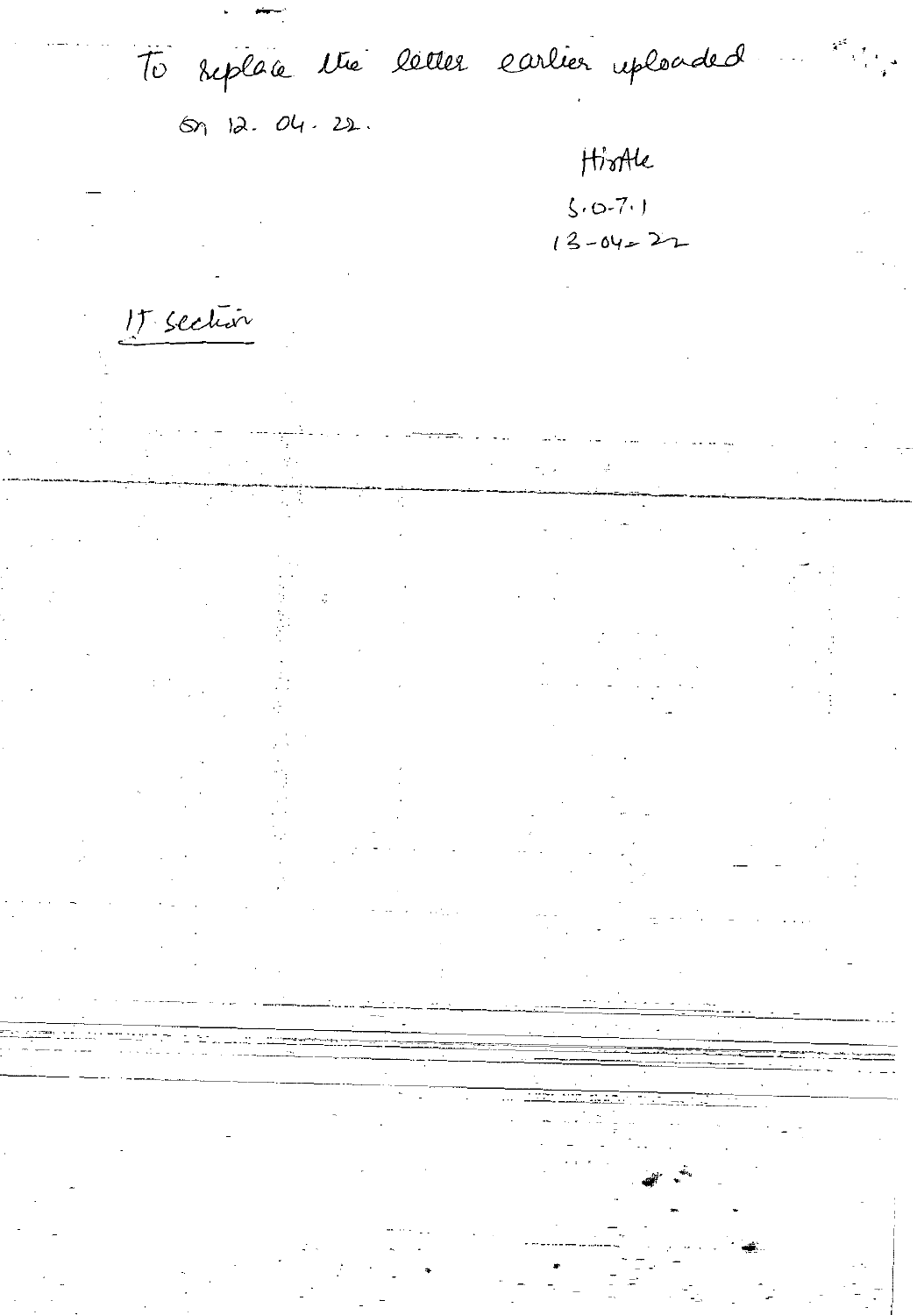To replace the letter earlier uploaded on 12. 04. 22.

Hirtle
5.0.7.1
13-04-22

IT section